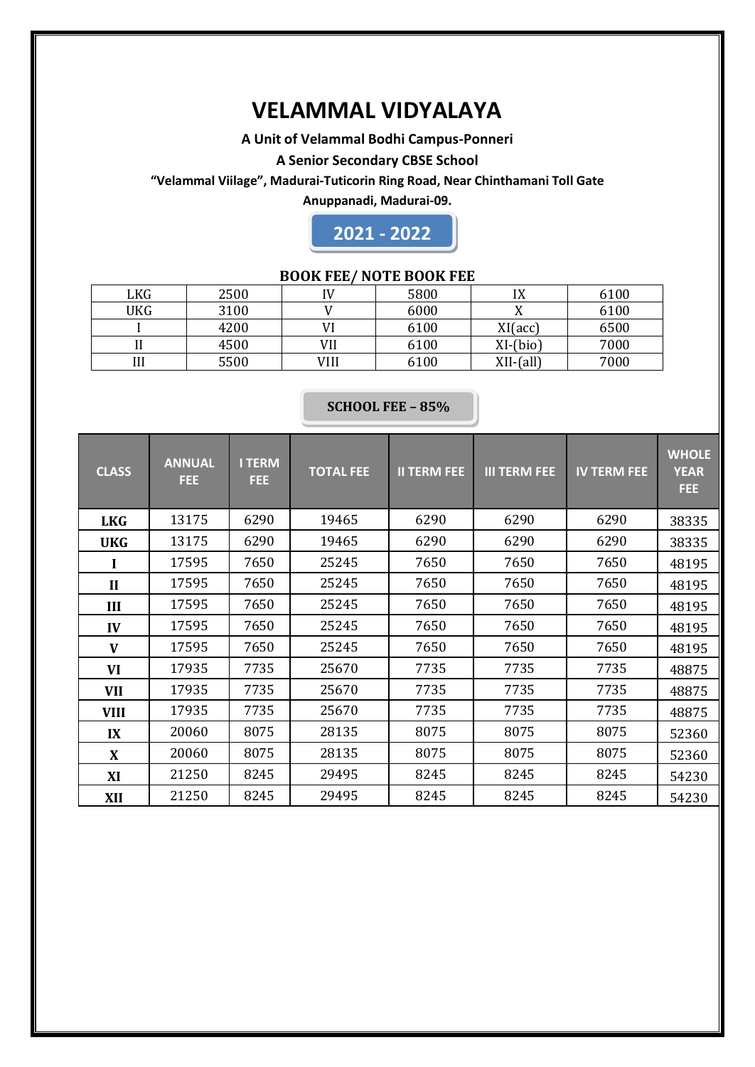# VELAMMAL VIDYALAYA

**A Unit of Velammal Bodhi Campus-Ponneri**

**A Senior Secondary CBSE School**

**"Velammal Viilage", Madurai-Tuticorin Ring Road, Near Chinthamani Toll Gate**

**Anuppanadi, Madurai-09.**

## 2021 - 2022

**BOOK FEE/ NOTE BOOK FEE**

| | | | | | |
|---|---|---|---|---|---|
| LKG | 2500 | IV | 5800 | IX | 6100 |
| UKG | 3100 | V | 6000 | X | 6100 |
| I | 4200 | VI | 6100 | XI(acc) | 6500 |
| II | 4500 | VII | 6100 | XI-(bio) | 7000 |
| III | 5500 | VIII | 6100 | XII-(all) | 7000 |

**SCHOOL FEE – 85%**

| CLASS | ANNUAL FEE | I TERM FEE | TOTAL FEE | II TERM FEE | III TERM FEE | IV TERM FEE | WHOLE YEAR FEE |
|---|---|---|---|---|---|---|---|
| **LKG** | 13175 | 6290 | 19465 | 6290 | 6290 | 6290 | 38335 |
| **UKG** | 13175 | 6290 | 19465 | 6290 | 6290 | 6290 | 38335 |
| **I** | 17595 | 7650 | 25245 | 7650 | 7650 | 7650 | 48195 |
| **II** | 17595 | 7650 | 25245 | 7650 | 7650 | 7650 | 48195 |
| **III** | 17595 | 7650 | 25245 | 7650 | 7650 | 7650 | 48195 |
| **IV** | 17595 | 7650 | 25245 | 7650 | 7650 | 7650 | 48195 |
| **V** | 17595 | 7650 | 25245 | 7650 | 7650 | 7650 | 48195 |
| **VI** | 17935 | 7735 | 25670 | 7735 | 7735 | 7735 | 48875 |
| **VII** | 17935 | 7735 | 25670 | 7735 | 7735 | 7735 | 48875 |
| **VIII** | 17935 | 7735 | 25670 | 7735 | 7735 | 7735 | 48875 |
| **IX** | 20060 | 8075 | 28135 | 8075 | 8075 | 8075 | 52360 |
| **X** | 20060 | 8075 | 28135 | 8075 | 8075 | 8075 | 52360 |
| **XI** | 21250 | 8245 | 29495 | 8245 | 8245 | 8245 | 54230 |
| **XII** | 21250 | 8245 | 29495 | 8245 | 8245 | 8245 | 54230 |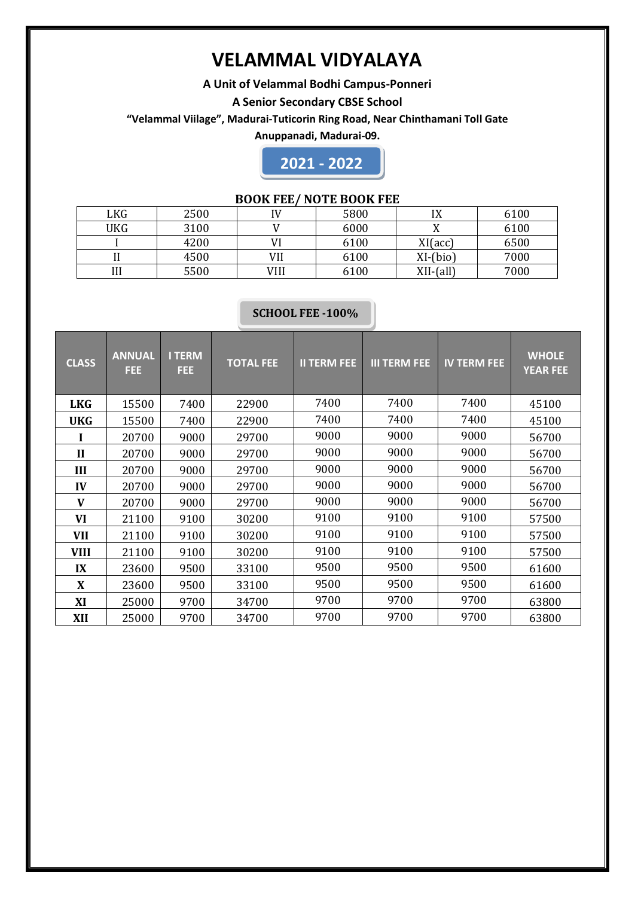# VELAMMAL VIDYALAYA

**A Unit of Velammal Bodhi Campus-Ponneri**

**A Senior Secondary CBSE School**

**"Velammal Viilage", Madurai-Tuticorin Ring Road, Near Chinthamani Toll Gate**

**Anuppanadi, Madurai-09.**

## 2021 - 2022

### BOOK FEE/ NOTE BOOK FEE

| | | | | | |
|---|---|---|---|---|---|
| LKG | 2500 | IV | 5800 | IX | 6100 |
| UKG | 3100 | V | 6000 | X | 6100 |
| I | 4200 | VI | 6100 | XI(acc) | 6500 |
| II | 4500 | VII | 6100 | XI-(bio) | 7000 |
| III | 5500 | VIII | 6100 | XII-(all) | 7000 |

### SCHOOL FEE -100%

| CLASS | ANNUAL FEE | I TERM FEE | TOTAL FEE | II TERM FEE | III TERM FEE | IV TERM FEE | WHOLE YEAR FEE |
|---|---|---|---|---|---|---|---|
| **LKG** | 15500 | 7400 | 22900 | 7400 | 7400 | 7400 | 45100 |
| **UKG** | 15500 | 7400 | 22900 | 7400 | 7400 | 7400 | 45100 |
| **I** | 20700 | 9000 | 29700 | 9000 | 9000 | 9000 | 56700 |
| **II** | 20700 | 9000 | 29700 | 9000 | 9000 | 9000 | 56700 |
| **III** | 20700 | 9000 | 29700 | 9000 | 9000 | 9000 | 56700 |
| **IV** | 20700 | 9000 | 29700 | 9000 | 9000 | 9000 | 56700 |
| **V** | 20700 | 9000 | 29700 | 9000 | 9000 | 9000 | 56700 |
| **VI** | 21100 | 9100 | 30200 | 9100 | 9100 | 9100 | 57500 |
| **VII** | 21100 | 9100 | 30200 | 9100 | 9100 | 9100 | 57500 |
| **VIII** | 21100 | 9100 | 30200 | 9100 | 9100 | 9100 | 57500 |
| **IX** | 23600 | 9500 | 33100 | 9500 | 9500 | 9500 | 61600 |
| **X** | 23600 | 9500 | 33100 | 9500 | 9500 | 9500 | 61600 |
| **XI** | 25000 | 9700 | 34700 | 9700 | 9700 | 9700 | 63800 |
| **XII** | 25000 | 9700 | 34700 | 9700 | 9700 | 9700 | 63800 |